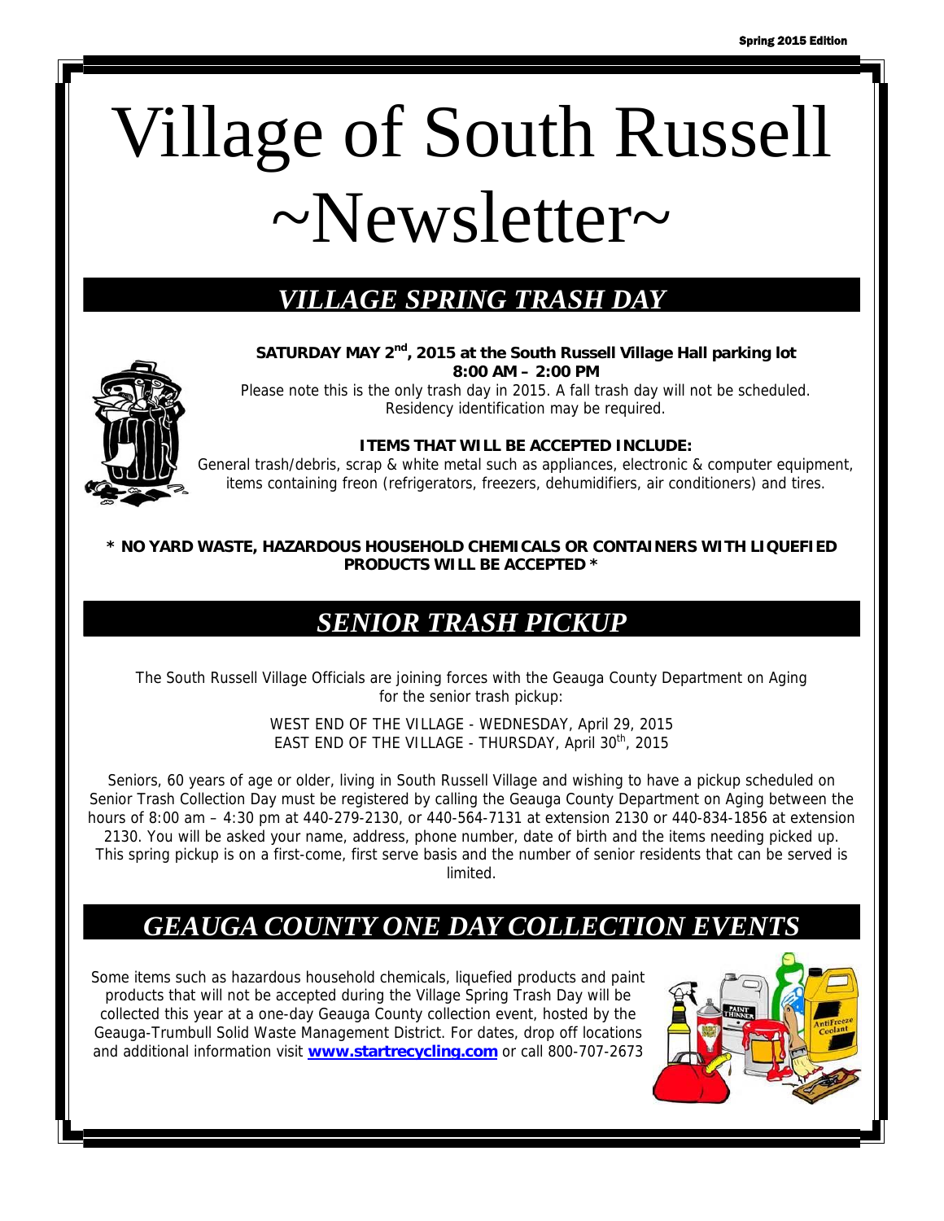# Village of South Russell ~Newsletter~

## *VILLAGE SPRING TRASH DAY*

**SATURDAY MAY 2nd, 2015 at the South Russell Village Hall parking lot**
**8:00 AM – 2:00 PM**

Please note this is the only trash day in 2015. A fall trash day will not be scheduled. Residency identification may be required.

**ITEMS THAT WILL BE ACCEPTED INCLUDE:**

General trash/debris, scrap & white metal such as appliances, electronic & computer equipment, items containing freon (refrigerators, freezers, dehumidifiers, air conditioners) and tires.

**\* NO YARD WASTE, HAZARDOUS HOUSEHOLD CHEMICALS OR CONTAINERS WITH LIQUEFIED PRODUCTS WILL BE ACCEPTED \***

## *SENIOR TRASH PICKUP*

The South Russell Village Officials are joining forces with the Geauga County Department on Aging for the senior trash pickup:

WEST END OF THE VILLAGE - WEDNESDAY, April 29, 2015
EAST END OF THE VILLAGE - THURSDAY, April 30th, 2015

Seniors, 60 years of age or older, living in South Russell Village and wishing to have a pickup scheduled on Senior Trash Collection Day must be registered by calling the Geauga County Department on Aging between the hours of 8:00 am – 4:30 pm at 440-279-2130, or 440-564-7131 at extension 2130 or 440-834-1856 at extension 2130. You will be asked your name, address, phone number, date of birth and the items needing picked up. This spring pickup is on a first-come, first serve basis and the number of senior residents that can be served is limited.

## *GEAUGA COUNTY ONE DAY COLLECTION EVENTS*

Some items such as hazardous household chemicals, liquefied products and paint products that will not be accepted during the Village Spring Trash Day will be collected this year at a one-day Geauga County collection event, hosted by the Geauga-Trumbull Solid Waste Management District. For dates, drop off locations and additional information visit **www.startrecycling.com** or call 800-707-2673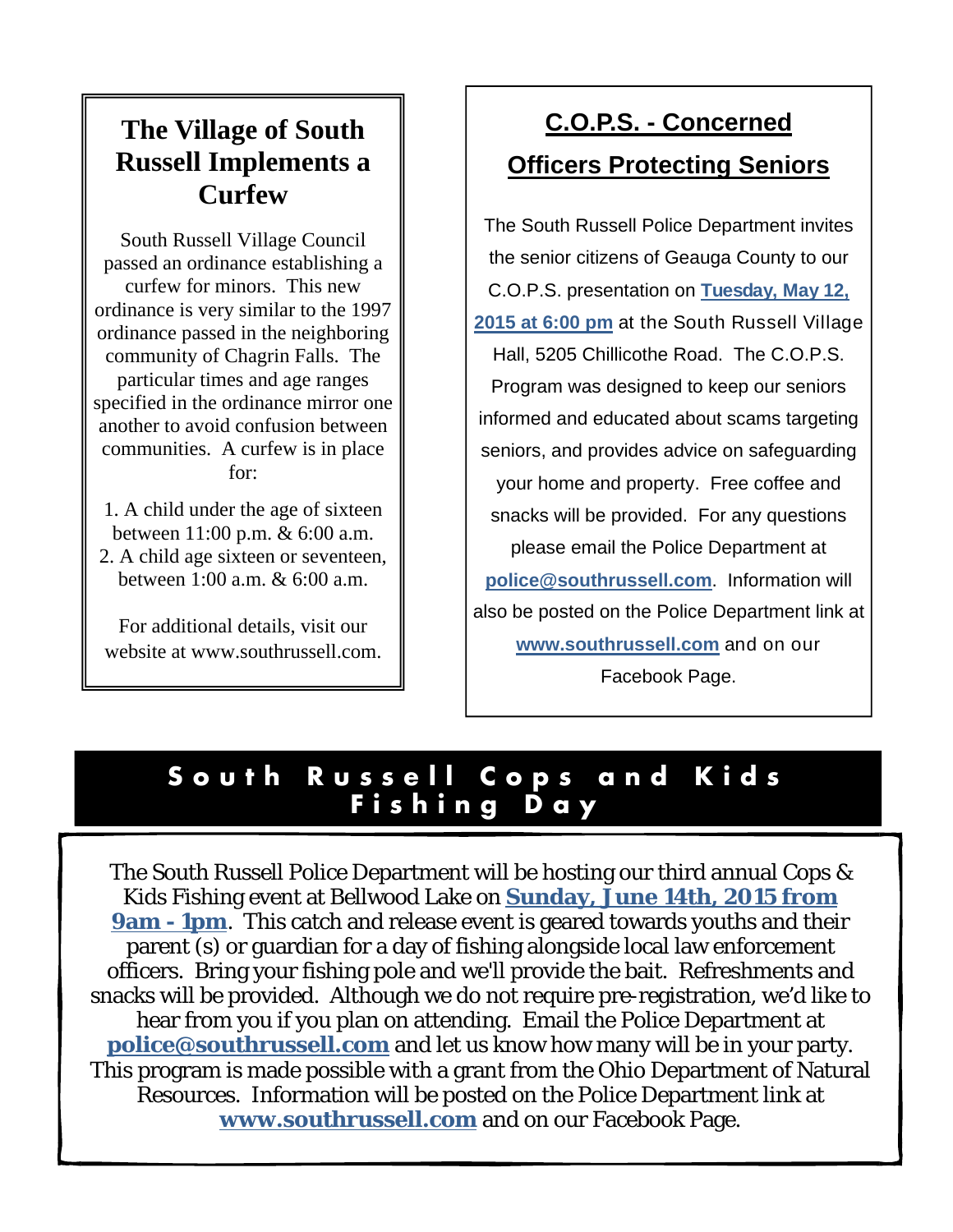## The Village of South Russell Implements a Curfew

South Russell Village Council passed an ordinance establishing a curfew for minors. This new ordinance is very similar to the 1997 ordinance passed in the neighboring community of Chagrin Falls. The particular times and age ranges specified in the ordinance mirror one another to avoid confusion between communities. A curfew is in place for:

1. A child under the age of sixteen between 11:00 p.m. & 6:00 a.m.
2. A child age sixteen or seventeen, between 1:00 a.m. & 6:00 a.m.

For additional details, visit our website at www.southrussell.com.

## C.O.P.S. - Concerned Officers Protecting Seniors

The South Russell Police Department invites the senior citizens of Geauga County to our C.O.P.S. presentation on **Tuesday, May 12, 2015 at 6:00 pm** at the South Russell Village Hall, 5205 Chillicothe Road. The C.O.P.S. Program was designed to keep our seniors informed and educated about scams targeting seniors, and provides advice on safeguarding your home and property. Free coffee and snacks will be provided. For any questions please email the Police Department at **police@southrussell.com**. Information will also be posted on the Police Department link at **www.southrussell.com** and on our Facebook Page.

## South Russell Cops and Kids Fishing Day

The South Russell Police Department will be hosting our third annual Cops & Kids Fishing event at Bellwood Lake on **Sunday, June 14th, 2015 from 9am - 1pm**. This catch and release event is geared towards youths and their parent (s) or guardian for a day of fishing alongside local law enforcement officers. Bring your fishing pole and we'll provide the bait. Refreshments and snacks will be provided. Although we do not require pre-registration, we'd like to hear from you if you plan on attending. Email the Police Department at **police@southrussell.com** and let us know how many will be in your party. This program is made possible with a grant from the Ohio Department of Natural Resources. Information will be posted on the Police Department link at **www.southrussell.com** and on our Facebook Page.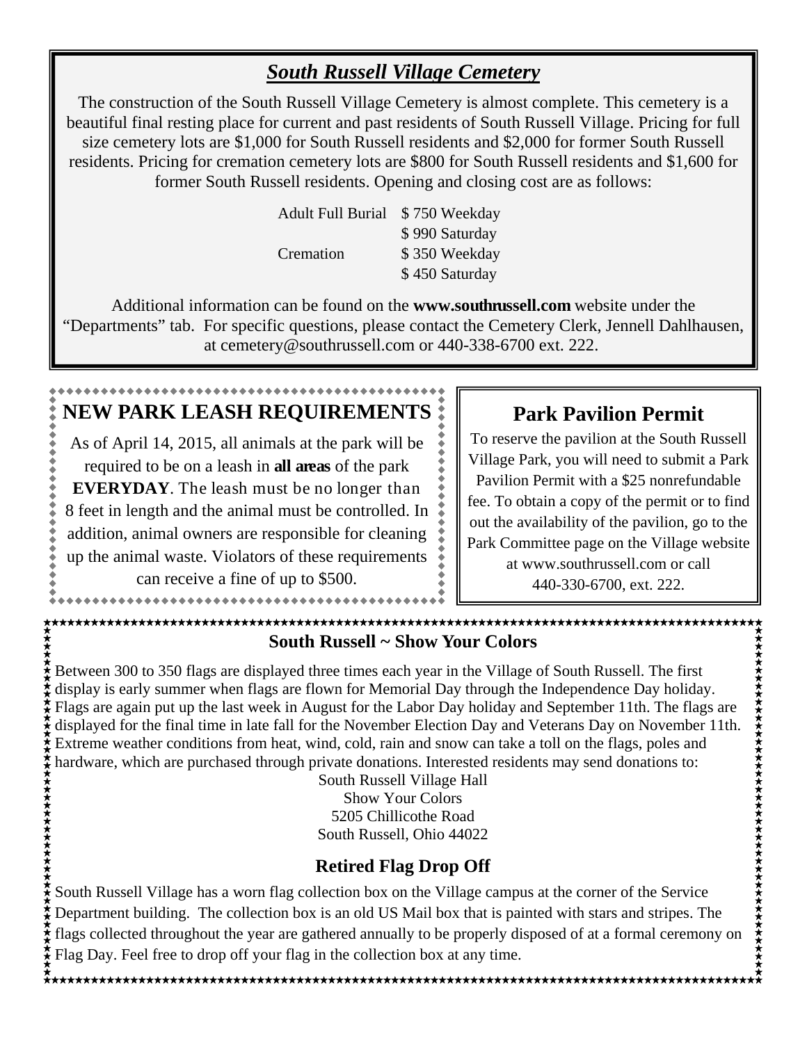## *South Russell Village Cemetery*

The construction of the South Russell Village Cemetery is almost complete. This cemetery is a beautiful final resting place for current and past residents of South Russell Village. Pricing for full size cemetery lots are $1,000 for South Russell residents and $2,000 for former South Russell residents. Pricing for cremation cemetery lots are $800 for South Russell residents and $1,600 for former South Russell residents. Opening and closing cost are as follows:

| | |
|---|---|
| Adult Full Burial | $ 750 Weekday |
| | $ 990 Saturday |
| Cremation | $ 350 Weekday |
| | $ 450 Saturday |

Additional information can be found on the **www.southrussell.com** website under the "Departments" tab. For specific questions, please contact the Cemetery Clerk, Jennell Dahlhausen, at cemetery@southrussell.com or 440-338-6700 ext. 222.

## NEW PARK LEASH REQUIREMENTS

As of April 14, 2015, all animals at the park will be required to be on a leash in **all areas** of the park **EVERYDAY**. The leash must be no longer than 8 feet in length and the animal must be controlled. In addition, animal owners are responsible for cleaning up the animal waste. Violators of these requirements can receive a fine of up to $500.

## Park Pavilion Permit

To reserve the pavilion at the South Russell Village Park, you will need to submit a Park Pavilion Permit with a $25 nonrefundable fee. To obtain a copy of the permit or to find out the availability of the pavilion, go to the Park Committee page on the Village website at www.southrussell.com or call 440-330-6700, ext. 222.

## South Russell ~ Show Your Colors

Between 300 to 350 flags are displayed three times each year in the Village of South Russell. The first display is early summer when flags are flown for Memorial Day through the Independence Day holiday. Flags are again put up the last week in August for the Labor Day holiday and September 11th. The flags are displayed for the final time in late fall for the November Election Day and Veterans Day on November 11th. Extreme weather conditions from heat, wind, cold, rain and snow can take a toll on the flags, poles and hardware, which are purchased through private donations. Interested residents may send donations to:

South Russell Village Hall
Show Your Colors
5205 Chillicothe Road
South Russell, Ohio 44022

## Retired Flag Drop Off

South Russell Village has a worn flag collection box on the Village campus at the corner of the Service Department building. The collection box is an old US Mail box that is painted with stars and stripes. The flags collected throughout the year are gathered annually to be properly disposed of at a formal ceremony on Flag Day. Feel free to drop off your flag in the collection box at any time.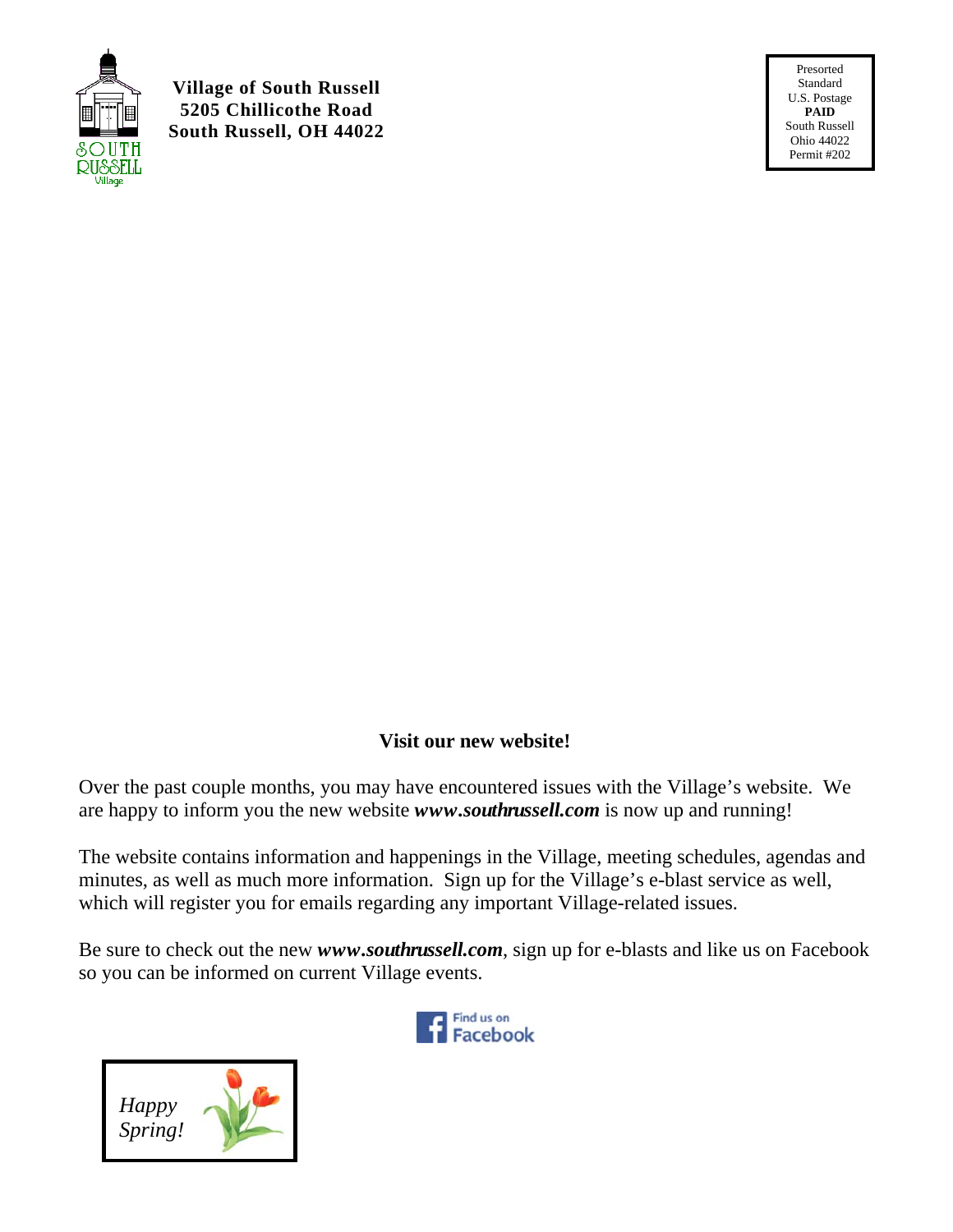**Village of South Russell**
**5205 Chillicothe Road**
**South Russell, OH 44022**

Presorted
Standard
U.S. Postage
**PAID**
South Russell
Ohio 44022
Permit #202

## Visit our new website!

Over the past couple months, you may have encountered issues with the Village's website. We are happy to inform you the new website ***www.southrussell.com*** is now up and running!

The website contains information and happenings in the Village, meeting schedules, agendas and minutes, as well as much more information. Sign up for the Village's e-blast service as well, which will register you for emails regarding any important Village-related issues.

Be sure to check out the new ***www.southrussell.com***, sign up for e-blasts and like us on Facebook so you can be informed on current Village events.

Find us on Facebook

*Happy Spring!*